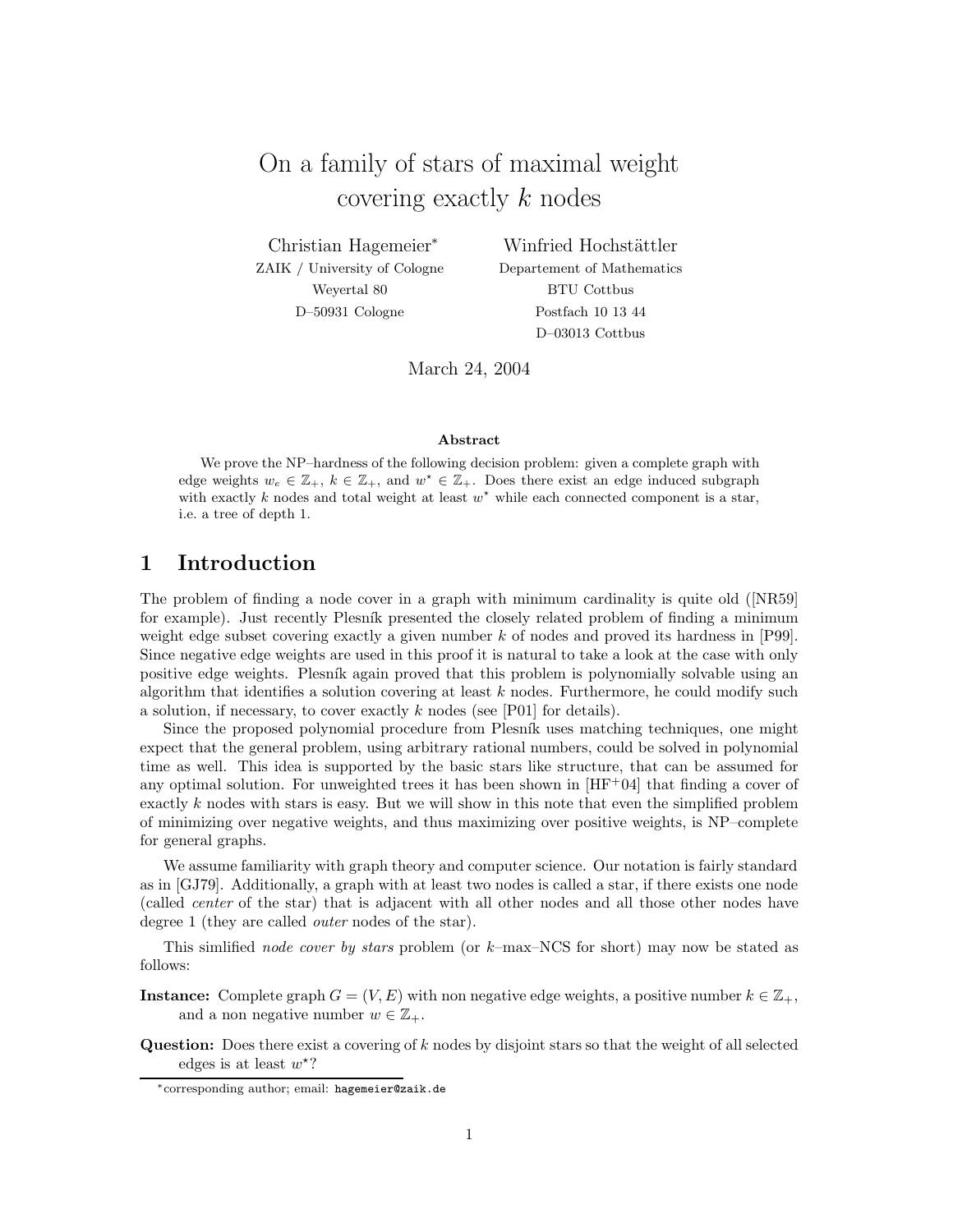# On a family of stars of maximal weight covering exactly $k$ nodes

Christian Hagemeier*
ZAIK / University of Cologne
Weyertal 80
D–50931 Cologne

Winfried Hochstättler
Departement of Mathematics
BTU Cottbus
Postfach 10 13 44
D–03013 Cottbus

March 24, 2004

**Abstract**

We prove the NP–hardness of the following decision problem: given a complete graph with edge weights $w_e \in \mathbb{Z}_+$, $k \in \mathbb{Z}_+$, and $w^\star \in \mathbb{Z}_+$. Does there exist an edge induced subgraph with exactly $k$ nodes and total weight at least $w^\star$ while each connected component is a star, i.e. a tree of depth 1.

## 1 Introduction

The problem of finding a node cover in a graph with minimum cardinality is quite old ([NR59] for example). Just recently Plesník presented the closely related problem of finding a minimum weight edge subset covering exactly a given number $k$ of nodes and proved its hardness in [P99]. Since negative edge weights are used in this proof it is natural to take a look at the case with only positive edge weights. Plesník again proved that this problem is polynomially solvable using an algorithm that identifies a solution covering at least $k$ nodes. Furthermore, he could modify such a solution, if necessary, to cover exactly $k$ nodes (see [P01] for details).

Since the proposed polynomial procedure from Plesník uses matching techniques, one might expect that the general problem, using arbitrary rational numbers, could be solved in polynomial time as well. This idea is supported by the basic stars like structure, that can be assumed for any optimal solution. For unweighted trees it has been shown in [HF+04] that finding a cover of exactly $k$ nodes with stars is easy. But we will show in this note that even the simplified problem of minimizing over negative weights, and thus maximizing over positive weights, is NP–complete for general graphs.

We assume familiarity with graph theory and computer science. Our notation is fairly standard as in [GJ79]. Additionally, a graph with at least two nodes is called a star, if there exists one node (called *center* of the star) that is adjacent with all other nodes and all those other nodes have degree 1 (they are called *outer* nodes of the star).

This simlified *node cover by stars* problem (or $k$–max–NCS for short) may now be stated as follows:

**Instance:** Complete graph $G = (V, E)$ with non negative edge weights, a positive number $k \in \mathbb{Z}_+$, and a non negative number $w \in \mathbb{Z}_+$.

**Question:** Does there exist a covering of $k$ nodes by disjoint stars so that the weight of all selected edges is at least $w^\star$?

*corresponding author; email: hagemeier@zaik.de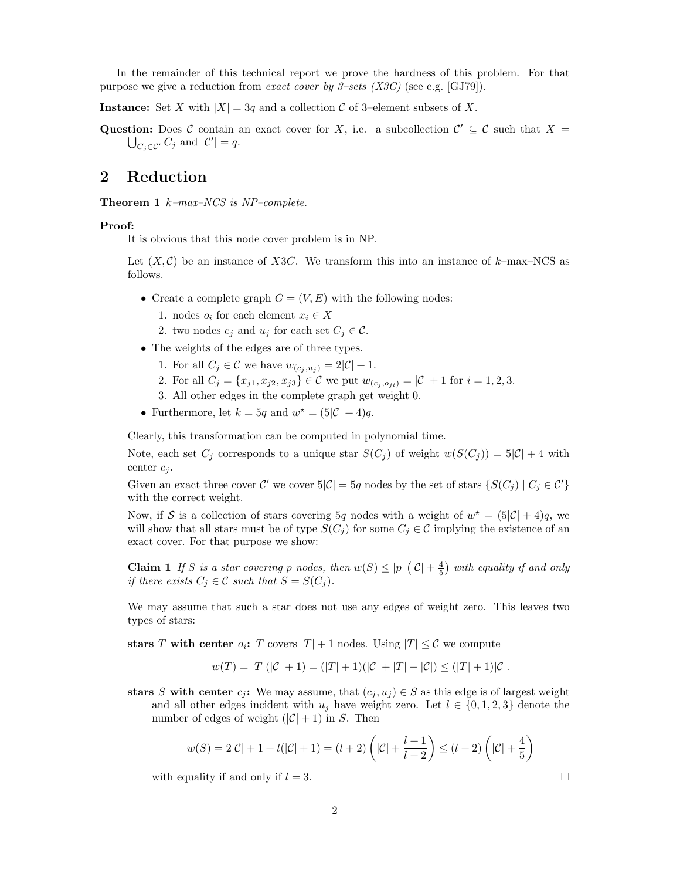In the remainder of this technical report we prove the hardness of this problem. For that purpose we give a reduction from *exact cover by 3–sets (X3C)* (see e.g. [GJ79]).

**Instance:** Set $X$ with $|X| = 3q$ and a collection $\mathcal{C}$ of 3–element subsets of $X$.

**Question:** Does $\mathcal{C}$ contain an exact cover for $X$, i.e. a subcollection $\mathcal{C}' \subseteq \mathcal{C}$ such that $X = \bigcup_{C_j \in \mathcal{C}'} C_j$ and $|\mathcal{C}'| = q$.

## 2 Reduction

**Theorem 1** *$k$–max–NCS is NP–complete.*

**Proof:**

It is obvious that this node cover problem is in NP.

Let $(X, \mathcal{C})$ be an instance of *X3C*. We transform this into an instance of $k$–max–NCS as follows.

- Create a complete graph $G = (V, E)$ with the following nodes:
  1. nodes $o_i$ for each element $x_i \in X$
  2. two nodes $c_j$ and $u_j$ for each set $C_j \in \mathcal{C}$.
- The weights of the edges are of three types.
  1. For all $C_j \in \mathcal{C}$ we have $w_{(c_j, u_j)} = 2|\mathcal{C}| + 1$.
  2. For all $C_j = \{x_{j1}, x_{j2}, x_{j3}\} \in \mathcal{C}$ we put $w_{(c_j, o_{ji})} = |\mathcal{C}| + 1$ for $i = 1, 2, 3$.
  3. All other edges in the complete graph get weight 0.
- Furthermore, let $k = 5q$ and $w^\star = (5|\mathcal{C}| + 4)q$.

Clearly, this transformation can be computed in polynomial time.

Note, each set $C_j$ corresponds to a unique star $S(C_j)$ of weight $w(S(C_j)) = 5|\mathcal{C}| + 4$ with center $c_j$.

Given an exact three cover $\mathcal{C}'$ we cover $5|\mathcal{C}| = 5q$ nodes by the set of stars $\{S(C_j) \mid C_j \in \mathcal{C}'\}$ with the correct weight.

Now, if $\mathcal{S}$ is a collection of stars covering $5q$ nodes with a weight of $w^\star = (5|\mathcal{C}| + 4)q$, we will show that all stars must be of type $S(C_j)$ for some $C_j \in \mathcal{C}$ implying the existence of an exact cover. For that purpose we show:

**Claim 1** *If $S$ is a star covering $p$ nodes, then $w(S) \leq |p| \left(|\mathcal{C}| + \frac{4}{5}\right)$ with equality if and only if there exists $C_j \in \mathcal{C}$ such that $S = S(C_j)$.*

We may assume that such a star does not use any edges of weight zero. This leaves two types of stars:

**stars $T$ with center $o_i$:** $T$ covers $|T| + 1$ nodes. Using $|T| \leq \mathcal{C}$ we compute

$$w(T) = |T|(|\mathcal{C}| + 1) = (|T| + 1)(|\mathcal{C}| + |T| - |\mathcal{C}|) \leq (|T| + 1)|\mathcal{C}|.$$

**stars $S$ with center $c_j$:** We may assume, that $(c_j, u_j) \in S$ as this edge is of largest weight and all other edges incident with $u_j$ have weight zero. Let $l \in \{0, 1, 2, 3\}$ denote the number of edges of weight $(|\mathcal{C}| + 1)$ in $S$. Then

$$w(S) = 2|\mathcal{C}| + 1 + l(|\mathcal{C}| + 1) = (l + 2)\left(|\mathcal{C}| + \frac{l + 1}{l + 2}\right) \leq (l + 2)\left(|\mathcal{C}| + \frac{4}{5}\right)$$

with equality if and only if $l = 3$. □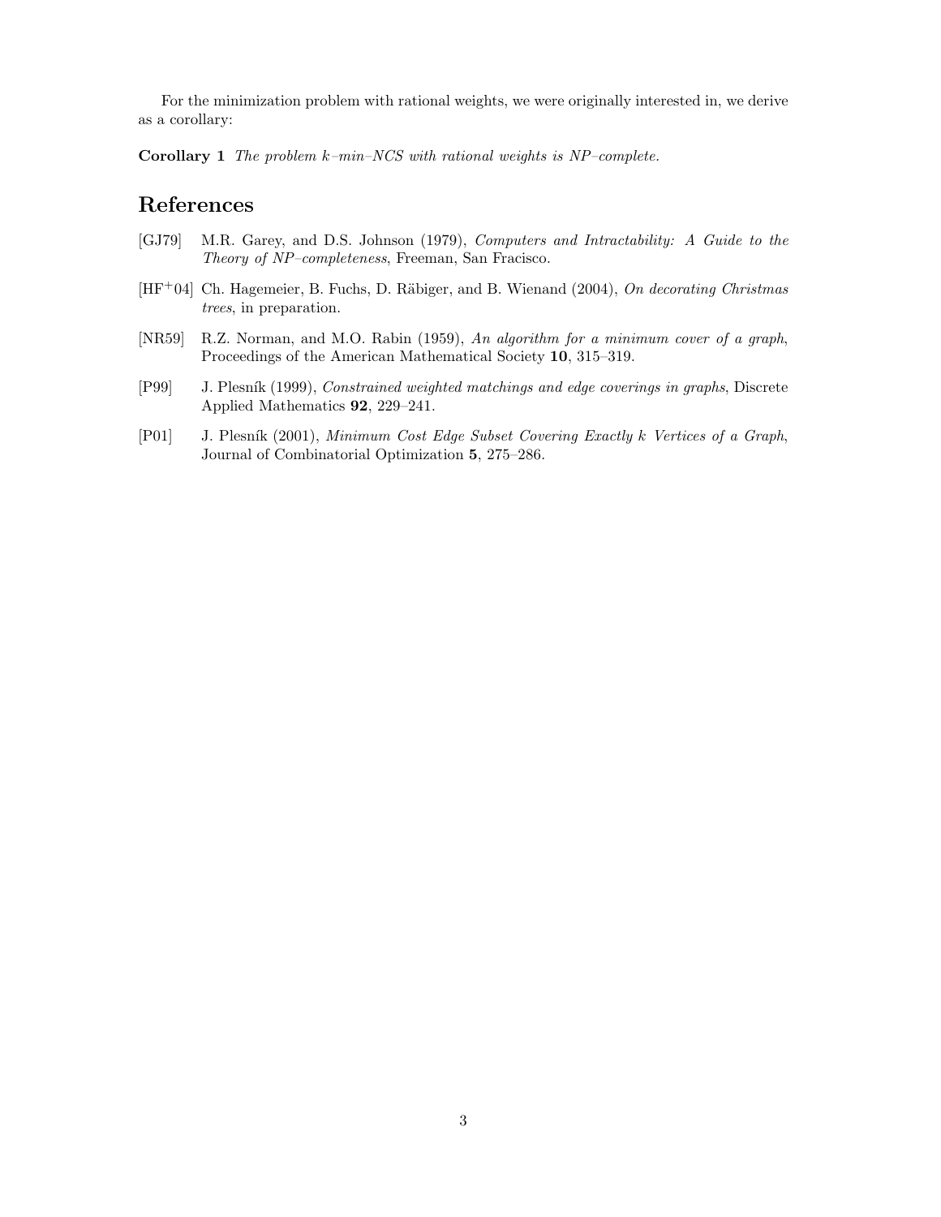For the minimization problem with rational weights, we were originally interested in, we derive as a corollary:

**Corollary 1** *The problem k–min–NCS with rational weights is NP–complete.*

## References

[GJ79] M.R. Garey, and D.S. Johnson (1979), *Computers and Intractability: A Guide to the Theory of NP–completeness*, Freeman, San Fracisco.

[HF+04] Ch. Hagemeier, B. Fuchs, D. Räbiger, and B. Wienand (2004), *On decorating Christmas trees*, in preparation.

[NR59] R.Z. Norman, and M.O. Rabin (1959), *An algorithm for a minimum cover of a graph*, Proceedings of the American Mathematical Society **10**, 315–319.

[P99] J. Plesník (1999), *Constrained weighted matchings and edge coverings in graphs*, Discrete Applied Mathematics **92**, 229–241.

[P01] J. Plesník (2001), *Minimum Cost Edge Subset Covering Exactly k Vertices of a Graph*, Journal of Combinatorial Optimization **5**, 275–286.